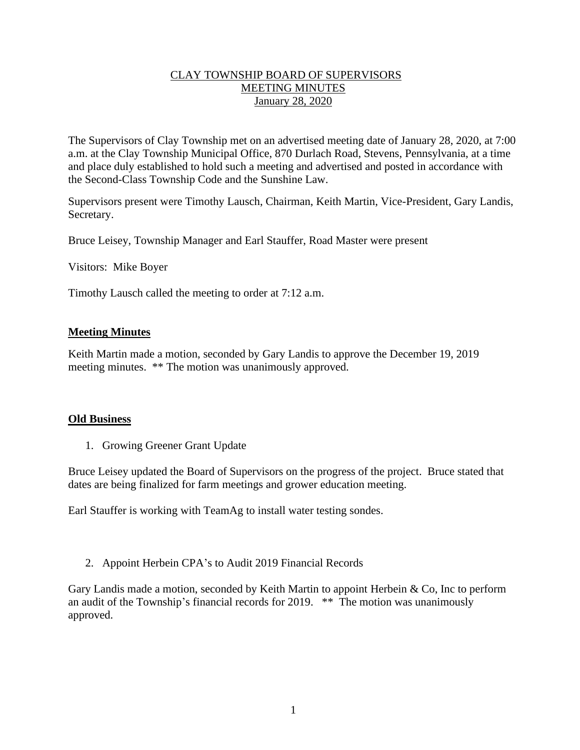# CLAY TOWNSHIP BOARD OF SUPERVISORS
# MEETING MINUTES
# January 28, 2020

The Supervisors of Clay Township met on an advertised meeting date of January 28, 2020, at 7:00 a.m. at the Clay Township Municipal Office, 870 Durlach Road, Stevens, Pennsylvania, at a time and place duly established to hold such a meeting and advertised and posted in accordance with the Second-Class Township Code and the Sunshine Law.

Supervisors present were Timothy Lausch, Chairman, Keith Martin, Vice-President, Gary Landis, Secretary.

Bruce Leisey, Township Manager and Earl Stauffer, Road Master were present

Visitors: Mike Boyer

Timothy Lausch called the meeting to order at 7:12 a.m.

## **Meeting Minutes**

Keith Martin made a motion, seconded by Gary Landis to approve the December 19, 2019 meeting minutes. ** The motion was unanimously approved.

## **Old Business**

1. Growing Greener Grant Update

Bruce Leisey updated the Board of Supervisors on the progress of the project. Bruce stated that dates are being finalized for farm meetings and grower education meeting.

Earl Stauffer is working with TeamAg to install water testing sondes.

2. Appoint Herbein CPA's to Audit 2019 Financial Records

Gary Landis made a motion, seconded by Keith Martin to appoint Herbein & Co, Inc to perform an audit of the Township's financial records for 2019. ** The motion was unanimously approved.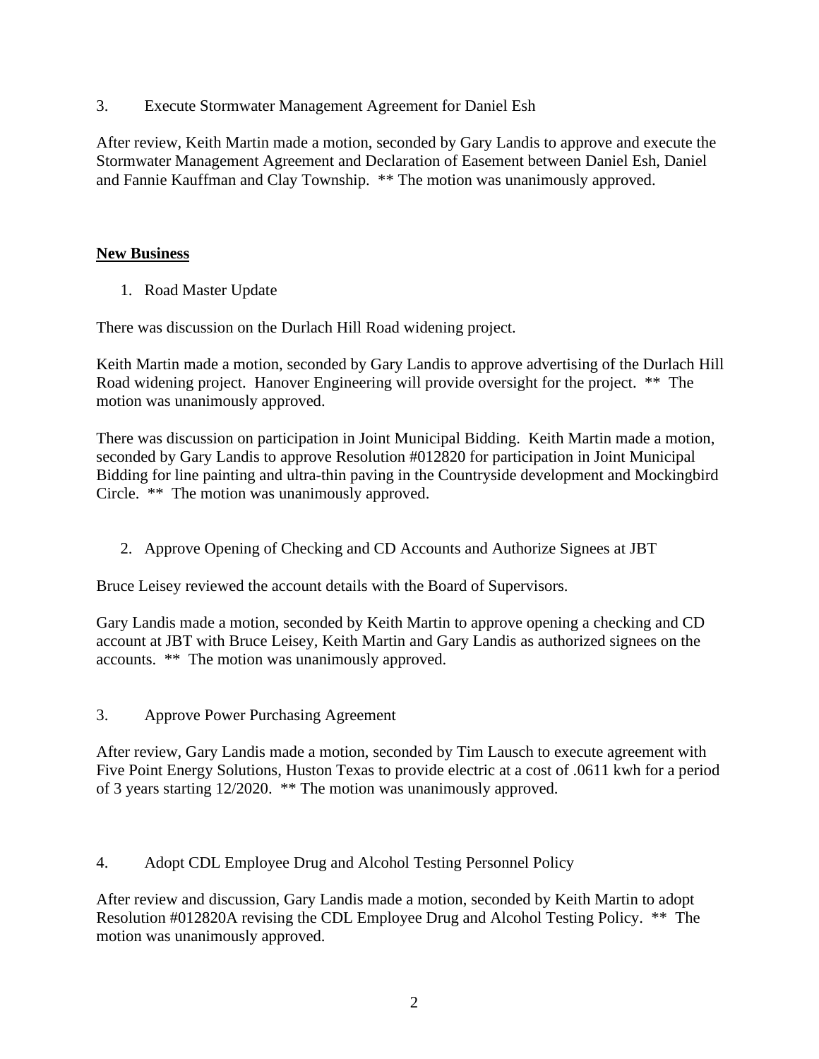3. Execute Stormwater Management Agreement for Daniel Esh

After review, Keith Martin made a motion, seconded by Gary Landis to approve and execute the Stormwater Management Agreement and Declaration of Easement between Daniel Esh, Daniel and Fannie Kauffman and Clay Township. ** The motion was unanimously approved.

**New Business**

1. Road Master Update

There was discussion on the Durlach Hill Road widening project.

Keith Martin made a motion, seconded by Gary Landis to approve advertising of the Durlach Hill Road widening project. Hanover Engineering will provide oversight for the project. ** The motion was unanimously approved.

There was discussion on participation in Joint Municipal Bidding. Keith Martin made a motion, seconded by Gary Landis to approve Resolution #012820 for participation in Joint Municipal Bidding for line painting and ultra-thin paving in the Countryside development and Mockingbird Circle. ** The motion was unanimously approved.

2. Approve Opening of Checking and CD Accounts and Authorize Signees at JBT

Bruce Leisey reviewed the account details with the Board of Supervisors.

Gary Landis made a motion, seconded by Keith Martin to approve opening a checking and CD account at JBT with Bruce Leisey, Keith Martin and Gary Landis as authorized signees on the accounts. ** The motion was unanimously approved.

3. Approve Power Purchasing Agreement

After review, Gary Landis made a motion, seconded by Tim Lausch to execute agreement with Five Point Energy Solutions, Huston Texas to provide electric at a cost of .0611 kwh for a period of 3 years starting 12/2020. ** The motion was unanimously approved.

4. Adopt CDL Employee Drug and Alcohol Testing Personnel Policy

After review and discussion, Gary Landis made a motion, seconded by Keith Martin to adopt Resolution #012820A revising the CDL Employee Drug and Alcohol Testing Policy. ** The motion was unanimously approved.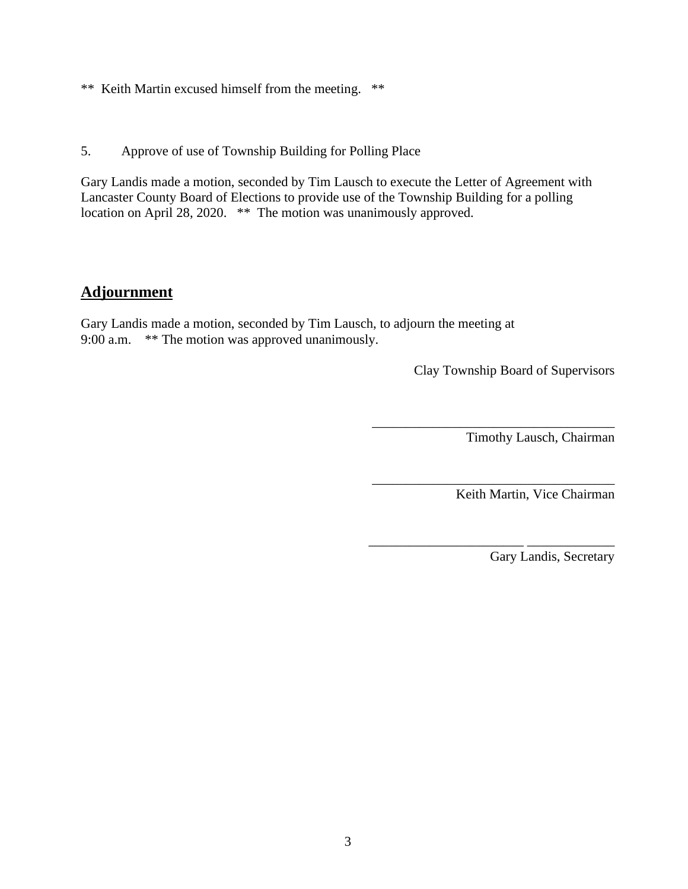** Keith Martin excused himself from the meeting. **

5. Approve of use of Township Building for Polling Place

Gary Landis made a motion, seconded by Tim Lausch to execute the Letter of Agreement with Lancaster County Board of Elections to provide use of the Township Building for a polling location on April 28, 2020. ** The motion was unanimously approved.

## Adjournment

Gary Landis made a motion, seconded by Tim Lausch, to adjourn the meeting at 9:00 a.m. ** The motion was approved unanimously.

Clay Township Board of Supervisors

_____________________________________
Timothy Lausch, Chairman

_____________________________________
Keith Martin, Vice Chairman

_______________________ _____________
Gary Landis, Secretary